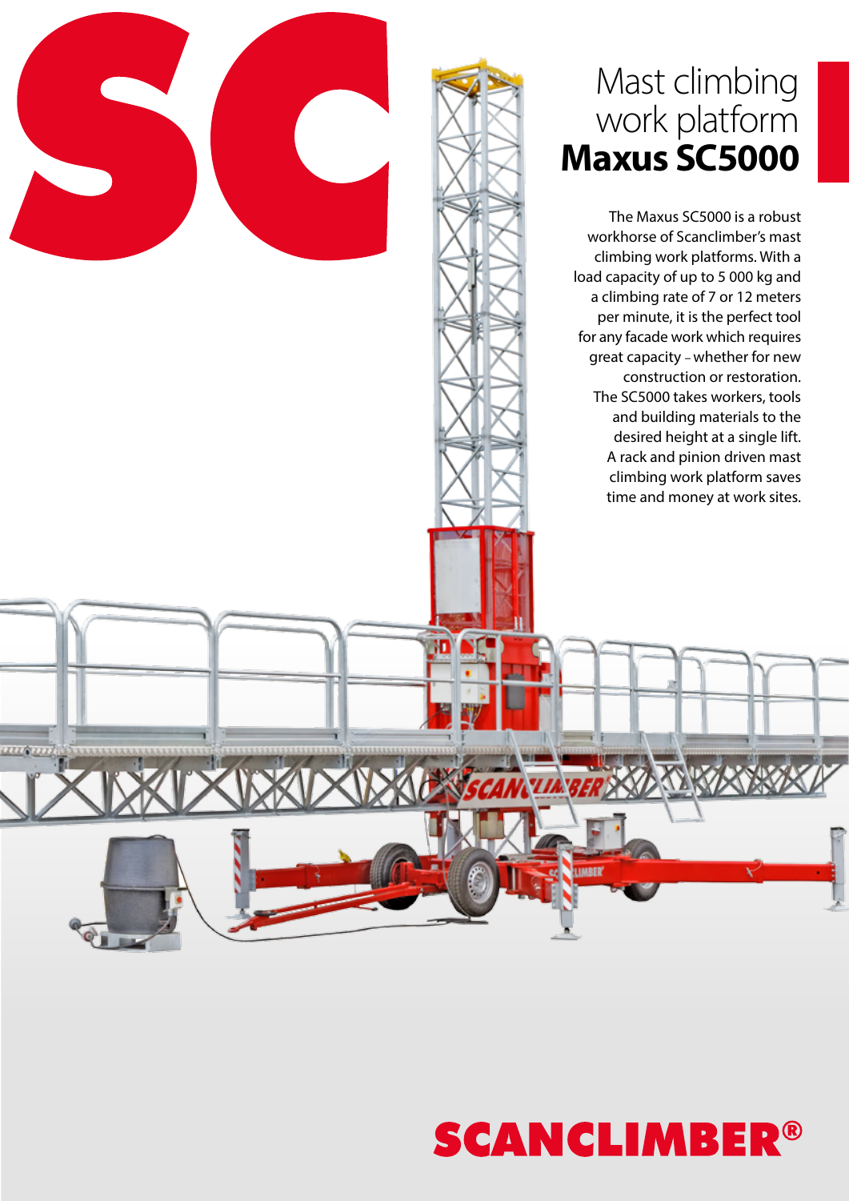# Mast climbing work platform **Maxus SC5000**

The Maxus SC5000 is a robust workhorse of Scanclimber's mast climbing work platforms. With a load capacity of up to 5 000 kg and a climbing rate of 7 or 12 meters per minute, it is the perfect tool for any facade work which requires great capacity – whether for new construction or restoration. The SC5000 takes workers, tools and building materials to the desired height at a single lift. A rack and pinion driven mast climbing work platform saves time and money at work sites.

**SCANCLIMBER®**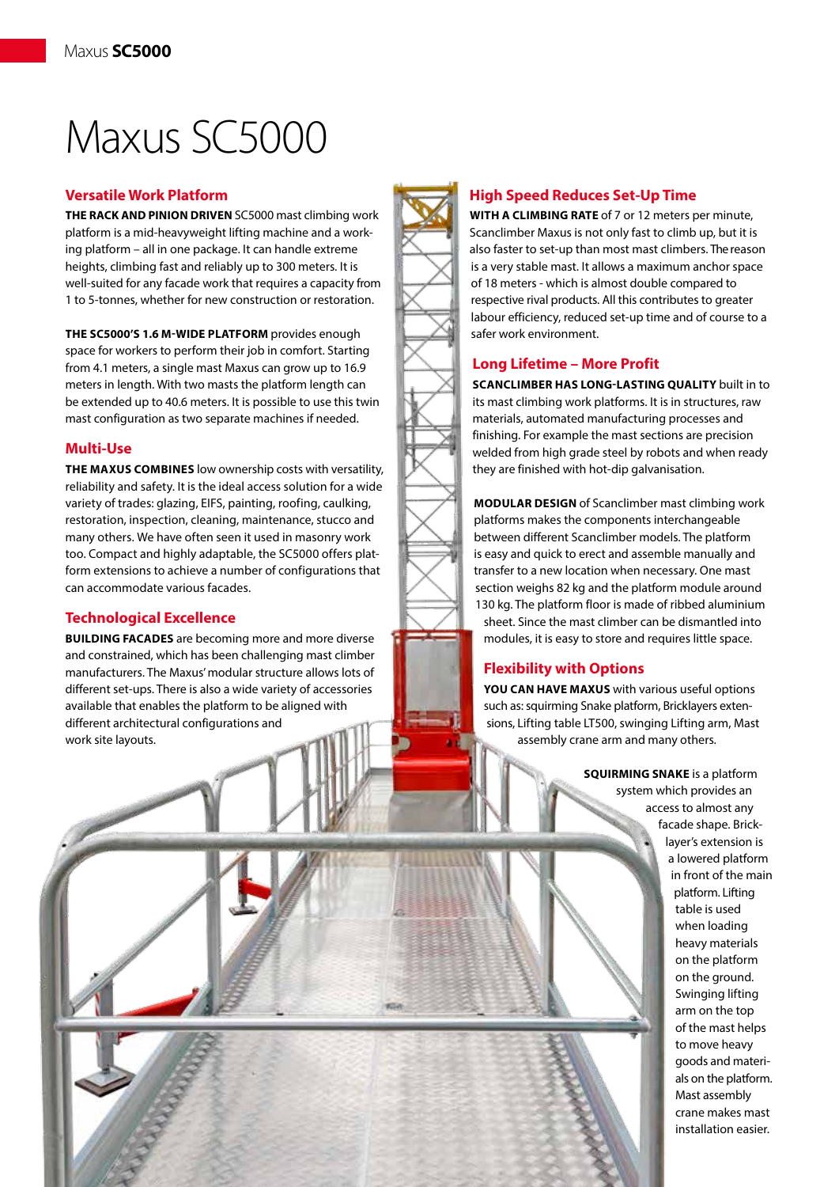# Maxus SC5000

## Versatile Work Platform

**THE RACK AND PINION DRIVEN** SC5000 mast climbing work platform is a mid-heavyweight lifting machine and a working platform – all in one package. It can handle extreme heights, climbing fast and reliably up to 300 meters. It is well-suited for any facade work that requires a capacity from 1 to 5-tonnes, whether for new construction or restoration.

**THE SC5000'S 1.6 M-WIDE PLATFORM** provides enough space for workers to perform their job in comfort. Starting from 4.1 meters, a single mast Maxus can grow up to 16.9 meters in length. With two masts the platform length can be extended up to 40.6 meters. It is possible to use this twin mast configuration as two separate machines if needed.

## Multi-Use

**THE MAXUS COMBINES** low ownership costs with versatility, reliability and safety. It is the ideal access solution for a wide variety of trades: glazing, EIFS, painting, roofing, caulking, restoration, inspection, cleaning, maintenance, stucco and many others. We have often seen it used in masonry work too. Compact and highly adaptable, the SC5000 offers platform extensions to achieve a number of configurations that can accommodate various facades.

## Technological Excellence

**BUILDING FACADES** are becoming more and more diverse and constrained, which has been challenging mast climber manufacturers. The Maxus' modular structure allows lots of different set-ups. There is also a wide variety of accessories available that enables the platform to be aligned with different architectural configurations and work site layouts.

## High Speed Reduces Set-Up Time

**WITH A CLIMBING RATE** of 7 or 12 meters per minute, Scanclimber Maxus is not only fast to climb up, but it is also faster to set-up than most mast climbers. The reason is a very stable mast. It allows a maximum anchor space of 18 meters - which is almost double compared to respective rival products. All this contributes to greater labour efficiency, reduced set-up time and of course to a safer work environment.

## Long Lifetime – More Profit

**SCANCLIMBER HAS LONG-LASTING QUALITY** built in to its mast climbing work platforms. It is in structures, raw materials, automated manufacturing processes and finishing. For example the mast sections are precision welded from high grade steel by robots and when ready they are finished with hot-dip galvanisation.

**MODULAR DESIGN** of Scanclimber mast climbing work platforms makes the components interchangeable between different Scanclimber models. The platform is easy and quick to erect and assemble manually and transfer to a new location when necessary. One mast section weighs 82 kg and the platform module around 130 kg. The platform floor is made of ribbed aluminium sheet. Since the mast climber can be dismantled into modules, it is easy to store and requires little space.

## Flexibility with Options

**YOU CAN HAVE MAXUS** with various useful options such as: squirming Snake platform, Bricklayers extensions, Lifting table LT500, swinging Lifting arm, Mast assembly crane arm and many others.

**SQUIRMING SNAKE** is a platform system which provides an access to almost any facade shape. Bricklayer's extension is a lowered platform in front of the main platform. Lifting table is used when loading heavy materials on the platform on the ground. Swinging lifting arm on the top of the mast helps to move heavy goods and materials on the platform. Mast Assembly crane makes mast installation easier.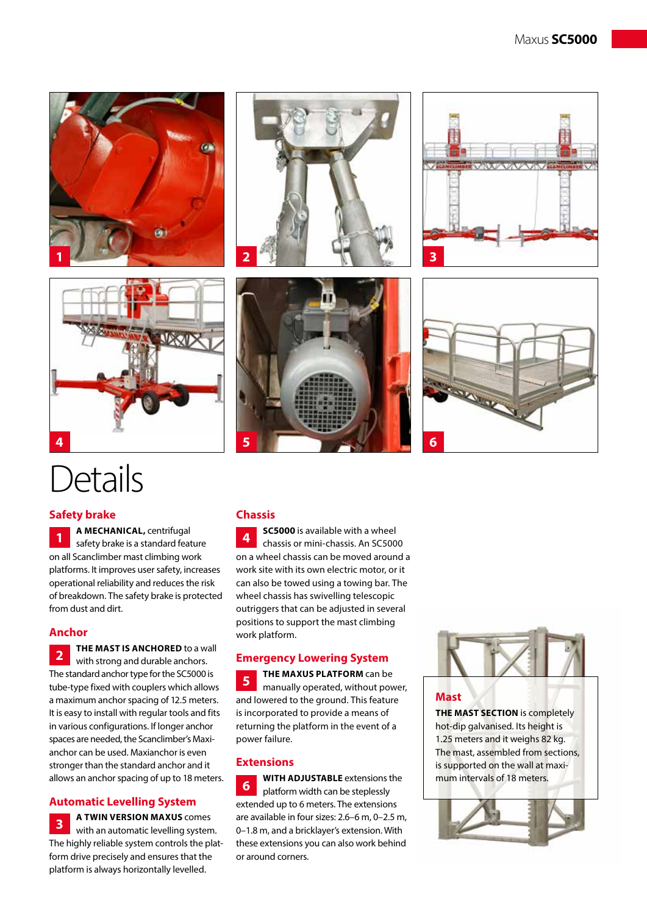# Details

## Safety brake

1 **A MECHANICAL,** centrifugal safety brake is a standard feature on all Scanclimber mast climbing work platforms. It improves user safety, increases operational reliability and reduces the risk of breakdown. The safety brake is protected from dust and dirt.

## Anchor

2 **THE MAST IS ANCHORED** to a wall with strong and durable anchors. The standard anchor type for the SC5000 is tube-type fixed with couplers which allows a maximum anchor spacing of 12.5 meters. It is easy to install with regular tools and fits in various configurations. If longer anchor spaces are needed, the Scanclimber's Maxi-anchor can be used. Maxianchor is even stronger than the standard anchor and it allows an anchor spacing of up to 18 meters.

## Automatic Levelling System

3 **A TWIN VERSION MAXUS** comes with an automatic levelling system. The highly reliable system controls the platform drive precisely and ensures that the platform is always horizontally levelled.

## Chassis

4 **SC5000** is available with a wheel chassis or mini-chassis. An SC5000 on a wheel chassis can be moved around a work site with its own electric motor, or it can also be towed using a towing bar. The wheel chassis has swivelling telescopic outriggers that can be adjusted in several positions to support the mast climbing work platform.

## Emergency Lowering System

5 **THE MAXUS PLATFORM** can be manually operated, without power, and lowered to the ground. This feature is incorporated to provide a means of returning the platform in the event of a power failure.

## Extensions

6 **WITH ADJUSTABLE** extensions the platform width can be steplessly extended up to 6 meters. The extensions are available in four sizes: 2.6–6 m, 0–2.5 m, 0–1.8 m, and a bricklayer's extension. With these extensions you can also work behind or around corners.

## Mast

**THE MAST SECTION** is completely hot-dip galvanised. Its height is 1.25 meters and it weighs 82 kg. The mast, assembled from sections, is supported on the wall at maximum intervals of 18 meters.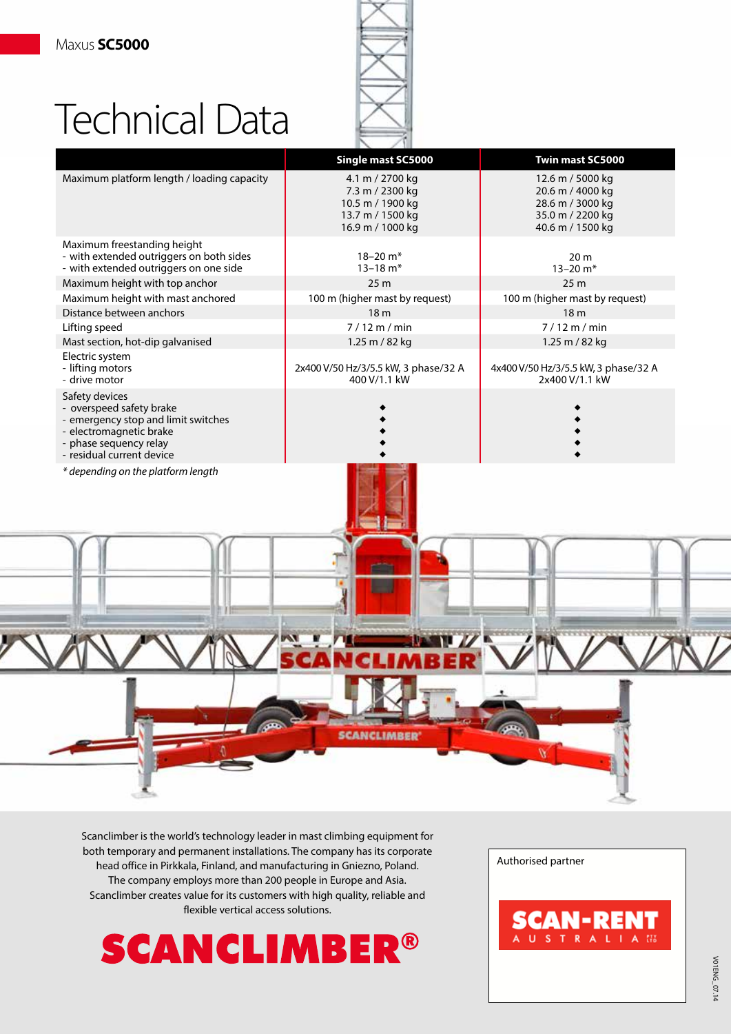Maxus **SC5000**

# Technical Data

| | Single mast SC5000 | Twin mast SC5000 |
|---|---|---|
| Maximum platform length / loading capacity | 4.1 m / 2700 kg<br>7.3 m / 2300 kg<br>10.5 m / 1900 kg<br>13.7 m / 1500 kg<br>16.9 m / 1000 kg | 12.6 m / 5000 kg<br>20.6 m / 4000 kg<br>28.6 m / 3000 kg<br>35.0 m / 2200 kg<br>40.6 m / 1500 kg |
| Maximum freestanding height<br>- with extended outriggers on both sides<br>- with extended outriggers on one side | <br>18–20 m*<br>13–18 m* | <br>20 m<br>13–20 m* |
| Maximum height with top anchor | 25 m | 25 m |
| Maximum height with mast anchored | 100 m (higher mast by request) | 100 m (higher mast by request) |
| Distance between anchors | 18 m | 18 m |
| Lifting speed | 7 / 12 m / min | 7 / 12 m / min |
| Mast section, hot-dip galvanised | 1.25 m / 82 kg | 1.25 m / 82 kg |
| Electric system<br>- lifting motors<br>- drive motor | <br>2x400 V/50 Hz/3/5.5 kW, 3 phase/32 A<br>400 V/1.1 kW | <br>4x400 V/50 Hz/3/5.5 kW, 3 phase/32 A<br>2x400 V/1.1 kW |
| Safety devices<br>- overspeed safety brake<br>- emergency stop and limit switches<br>- electromagnetic brake<br>- phase sequency relay<br>- residual current device | <br>◆<br>◆<br>◆<br>◆<br>◆ | <br>◆<br>◆<br>◆<br>◆<br>◆ |

*\* depending on the platform length*

Scanclimber is the world's technology leader in mast climbing equipment for both temporary and permanent installations. The company has its corporate head office in Pirkkala, Finland, and manufacturing in Gniezno, Poland. The company employs more than 200 people in Europe and Asia. Scanclimber creates value for its customers with high quality, reliable and flexible vertical access solutions.

SCANCLIMBER®

Authorised partner

SCAN-RENT AUSTRALIA PTY LTD

V01ENG_07.14